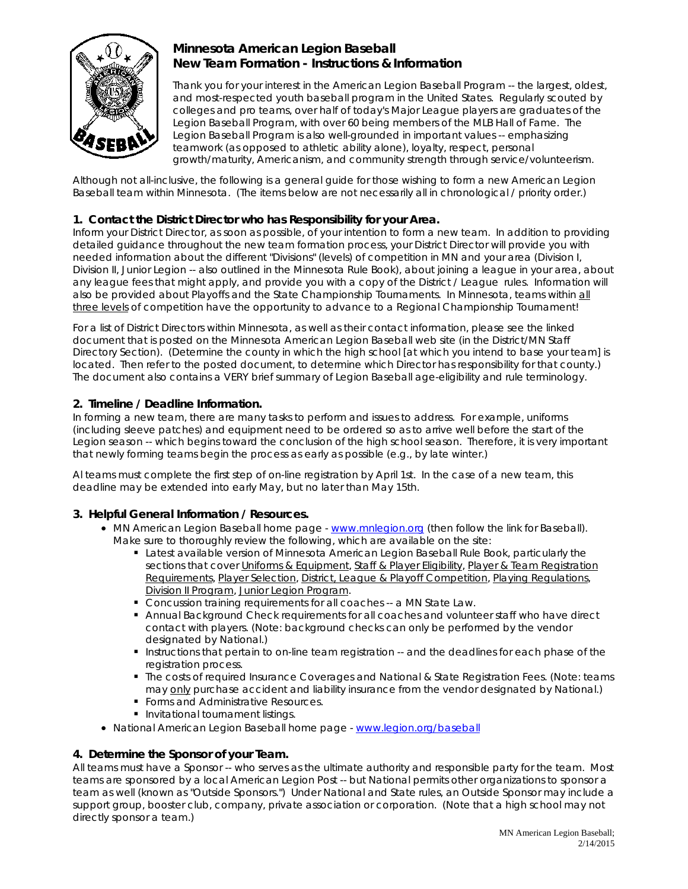# Minnesota American Legion Baseball
## New Team Formation - Instructions & Information

*Thank you for your interest in the American Legion Baseball Program -- the largest, oldest, and most-respected youth baseball program in the United States. Regularly scouted by colleges and pro teams, over half of today's Major League players are graduates of the Legion Baseball Program, with over 60 being members of the MLB Hall of Fame. The Legion Baseball Program is also well-grounded in important values -- emphasizing teamwork (as opposed to athletic ability alone), loyalty, respect, personal growth/maturity, Americanism, and community strength through service/volunteerism.*

*Although not all-inclusive, the following is a general guide for those wishing to form a new American Legion Baseball team within Minnesota. (The items below are not necessarily all in chronological / priority order.)*

### 1. Contact the District Director who has Responsibility for your Area.

Inform your District Director, as soon as possible, of your intention to form a new team. In addition to providing detailed guidance throughout the new team formation process, your District Director will provide you with needed information about the different "Divisions" (levels) of competition in MN and your area (Division I, Division II, Junior Legion -- also outlined in the Minnesota Rule Book), about joining a league in your area, about any league fees that might apply, and provide you with a copy of the District / League rules. Information will also be provided about Playoffs and the State Championship Tournaments. In Minnesota, teams within all three levels of competition have the opportunity to advance to a Regional Championship Tournament!

For a list of District Directors within Minnesota, as well as their contact information, please see the linked document that is posted on the Minnesota American Legion Baseball web site (in the District/MN Staff Directory Section). (Determine the county in which the high school [at which you intend to base your team] is located. Then refer to the posted document, to determine which Director has responsibility for that county.) The document also contains a VERY brief summary of Legion Baseball age-eligibility and rule terminology.

### 2. Timeline / Deadline Information.

In forming a new team, there are many tasks to perform and issues to address. For example, uniforms (including sleeve patches) and equipment need to be ordered so as to arrive well before the start of the Legion season -- which begins toward the conclusion of the high school season. Therefore, it is very important that newly forming teams begin the process as early as possible (e.g., by late winter.)

Al teams must complete the first step of on-line registration by April 1st. In the case of a new team, this deadline may be extended into early May, but no later than May 15th.

### 3. Helpful General Information / Resources.

- MN American Legion Baseball home page - www.mnlegion.org (then follow the link for Baseball). Make sure to thoroughly review the following, which are available on the site:
  - Latest available version of Minnesota American Legion Baseball Rule Book, particularly the sections that cover Uniforms & Equipment, Staff & Player Eligibility, Player & Team Registration Requirements, Player Selection, District, League & Playoff Competition, Playing Regulations, Division II Program, Junior Legion Program.
  - Concussion training requirements for all coaches -- a MN State Law.
  - Annual Background Check requirements for all coaches and volunteer staff who have direct contact with players. (Note: background checks can only be performed by the vendor designated by National.)
  - Instructions that pertain to on-line team registration -- and the deadlines for each phase of the registration process.
  - The costs of required Insurance Coverages and National & State Registration Fees. (Note: teams may only purchase accident and liability insurance from the vendor designated by National.)
  - Forms and Administrative Resources.
  - Invitational tournament listings.
- National American Legion Baseball home page - www.legion.org/baseball

### 4. Determine the Sponsor of your Team.

All teams must have a Sponsor -- who serves as the ultimate authority and responsible party for the team. Most teams are sponsored by a local American Legion Post -- but National permits other organizations to sponsor a team as well (known as "Outside Sponsors.") Under National and State rules, an Outside Sponsor may include a support group, booster club, company, private association or corporation. (Note that a high school may not directly sponsor a team.)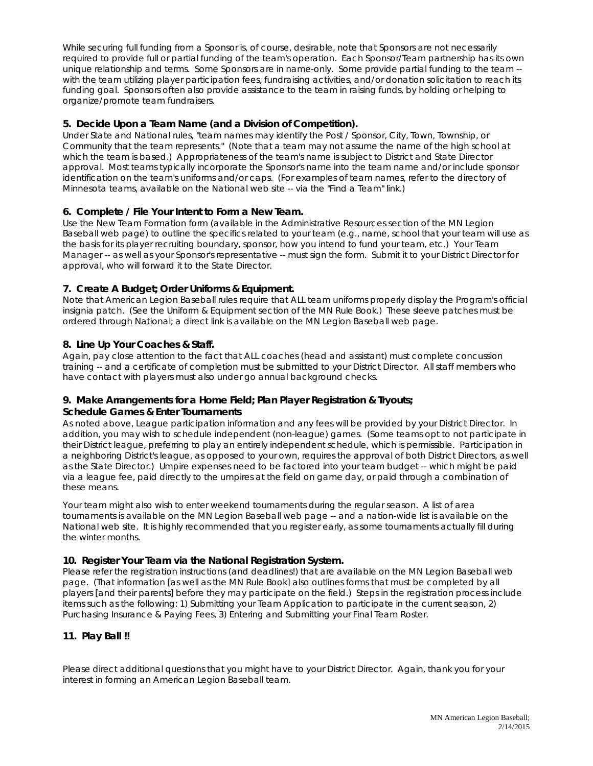While securing full funding from a Sponsor is, of course, desirable, note that Sponsors are not necessarily required to provide full or partial funding of the team's operation. Each Sponsor/Team partnership has its own unique relationship and terms. Some Sponsors are in name-only. Some provide partial funding to the team -- with the team utilizing player participation fees, fundraising activities, and/or donation solicitation to reach its funding goal. Sponsors often also provide assistance to the team in raising funds, by holding or helping to organize/promote team fundraisers.

### 5. Decide Upon a Team Name (and a Division of Competition).

Under State and National rules, "team names may identify the Post / Sponsor, City, Town, Township, or Community that the team represents." (Note that a team may not assume the name of the high school at which the team is based.) Appropriateness of the team's name is subject to District and State Director approval. Most teams typically incorporate the Sponsor's name into the team name and/or include sponsor identification on the team's uniforms and/or caps. (For examples of team names, refer to the directory of Minnesota teams, available on the National web site -- via the "Find a Team" link.)

### 6. Complete / File Your Intent to Form a New Team.

Use the New Team Formation form (available in the Administrative Resources section of the MN Legion Baseball web page) to outline the specifics related to your team (e.g., name, school that your team will use as the basis for its player recruiting boundary, sponsor, how you intend to fund your team, etc.) Your Team Manager -- as well as your Sponsor's representative -- must sign the form. Submit it to your District Director for approval, who will forward it to the State Director.

### 7. Create A Budget; Order Uniforms & Equipment.

Note that American Legion Baseball rules require that ALL team uniforms properly display the Program's official insignia patch. (See the Uniform & Equipment section of the MN Rule Book.) These sleeve patches must be ordered through National; a direct link is available on the MN Legion Baseball web page.

### 8. Line Up Your Coaches & Staff.

Again, pay close attention to the fact that ALL coaches (head and assistant) must complete concussion training -- and a certificate of completion must be submitted to your District Director. All staff members who have contact with players must also under go annual background checks.

### 9. Make Arrangements for a Home Field; Plan Player Registration & Tryouts; Schedule Games & Enter Tournaments

As noted above, League participation information and any fees will be provided by your District Director. In addition, you may wish to schedule independent (non-league) games. (Some teams opt to not participate in their District league, preferring to play an entirely independent schedule, which is permissible. Participation in a neighboring District's league, as opposed to your own, requires the approval of both District Directors, as well as the State Director.) Umpire expenses need to be factored into your team budget -- which might be paid via a league fee, paid directly to the umpires at the field on game day, or paid through a combination of these means.

Your team might also wish to enter weekend tournaments during the regular season. A list of area tournaments is available on the MN Legion Baseball web page -- and a nation-wide list is available on the National web site. It is highly recommended that you register early, as some tournaments actually fill during the winter months.

### 10. Register Your Team via the National Registration System.

Please refer the registration instructions (and deadlines!) that are available on the MN Legion Baseball web page. (That information [as well as the MN Rule Book] also outlines forms that must be completed by all players [and their parents] before they may participate on the field.) Steps in the registration process include items such as the following: 1) Submitting your Team Application to participate in the current season, 2) Purchasing Insurance & Paying Fees, 3) Entering and Submitting your Final Team Roster.

### 11. Play Ball !!

Please direct additional questions that you might have to your District Director. Again, thank you for your interest in forming an American Legion Baseball team.

MN American Legion Baseball; 2/14/2015